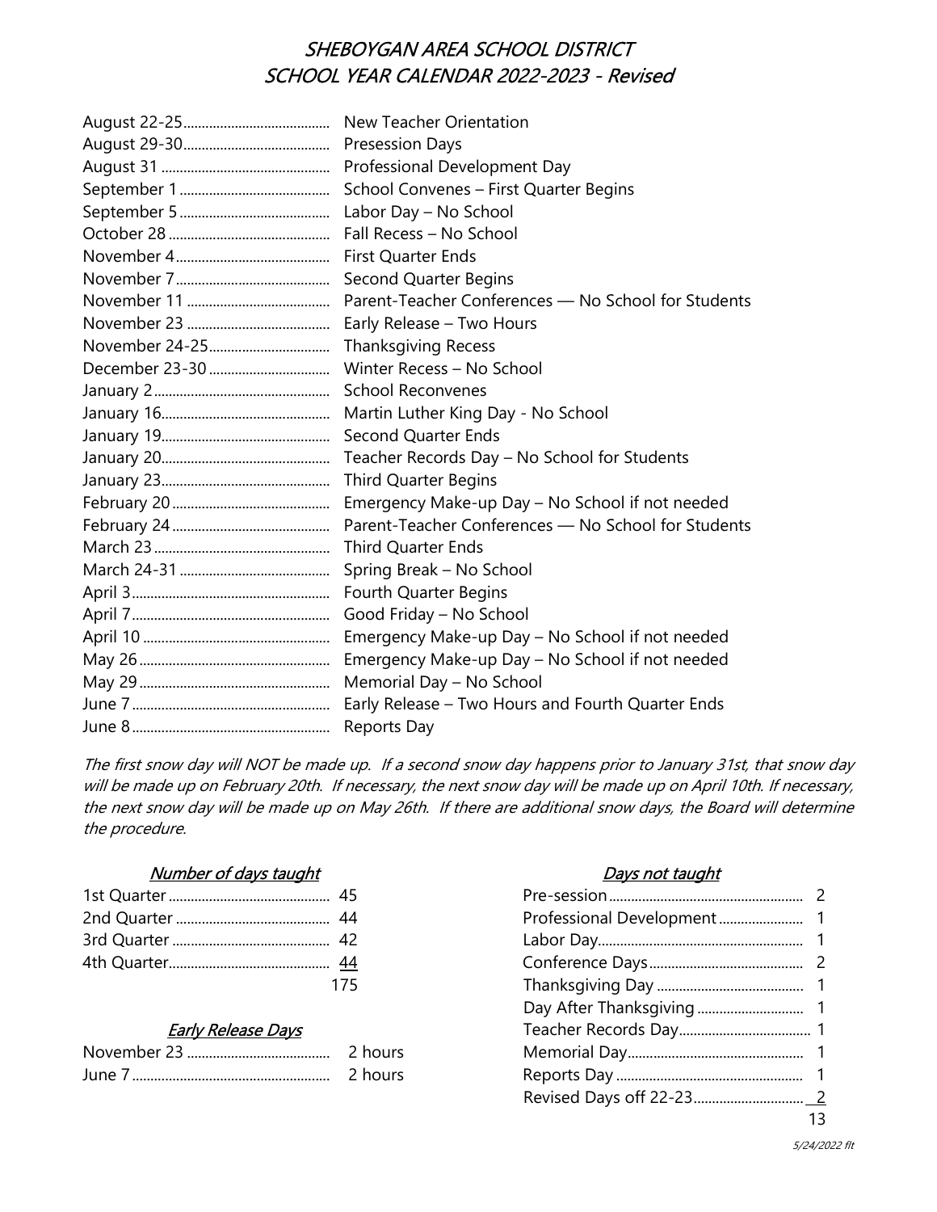# SHEBOYGAN AREA SCHOOL DISTRICT
# SCHOOL YEAR CALENDAR 2022-2023 - Revised

| Date | Event |
|---|---|
| August 22-25 | New Teacher Orientation |
| August 29-30 | Presession Days |
| August 31 | Professional Development Day |
| September 1 | School Convenes – First Quarter Begins |
| September 5 | Labor Day – No School |
| October 28 | Fall Recess – No School |
| November 4 | First Quarter Ends |
| November 7 | Second Quarter Begins |
| November 11 | Parent-Teacher Conferences — No School for Students |
| November 23 | Early Release – Two Hours |
| November 24-25 | Thanksgiving Recess |
| December 23-30 | Winter Recess – No School |
| January 2 | School Reconvenes |
| January 16 | Martin Luther King Day - No School |
| January 19 | Second Quarter Ends |
| January 20 | Teacher Records Day – No School for Students |
| January 23 | Third Quarter Begins |
| February 20 | Emergency Make-up Day – No School if not needed |
| February 24 | Parent-Teacher Conferences — No School for Students |
| March 23 | Third Quarter Ends |
| March 24-31 | Spring Break – No School |
| April 3 | Fourth Quarter Begins |
| April 7 | Good Friday – No School |
| April 10 | Emergency Make-up Day – No School if not needed |
| May 26 | Emergency Make-up Day – No School if not needed |
| May 29 | Memorial Day – No School |
| June 7 | Early Release – Two Hours and Fourth Quarter Ends |
| June 8 | Reports Day |

*The first snow day will NOT be made up. If a second snow day happens prior to January 31st, that snow day will be made up on February 20th. If necessary, the next snow day will be made up on April 10th. If necessary, the next snow day will be made up on May 26th. If there are additional snow days, the Board will determine the procedure.*

### *Number of days taught*

| Quarter | Days |
|---|---|
| 1st Quarter | 45 |
| 2nd Quarter | 44 |
| 3rd Quarter | 42 |
| 4th Quarter | 44 |
| | 175 |

### *Early Release Days*

| Date | Hours |
|---|---|
| November 23 | 2 hours |
| June 7 | 2 hours |

### *Days not taught*

| Type | Days |
|---|---|
| Pre-session | 2 |
| Professional Development | 1 |
| Labor Day | 1 |
| Conference Days | 2 |
| Thanksgiving Day | 1 |
| Day After Thanksgiving | 1 |
| Teacher Records Day | 1 |
| Memorial Day | 1 |
| Reports Day | 1 |
| Revised Days off 22-23 | 2 |
| | 13 |

*5/24/2022 flt*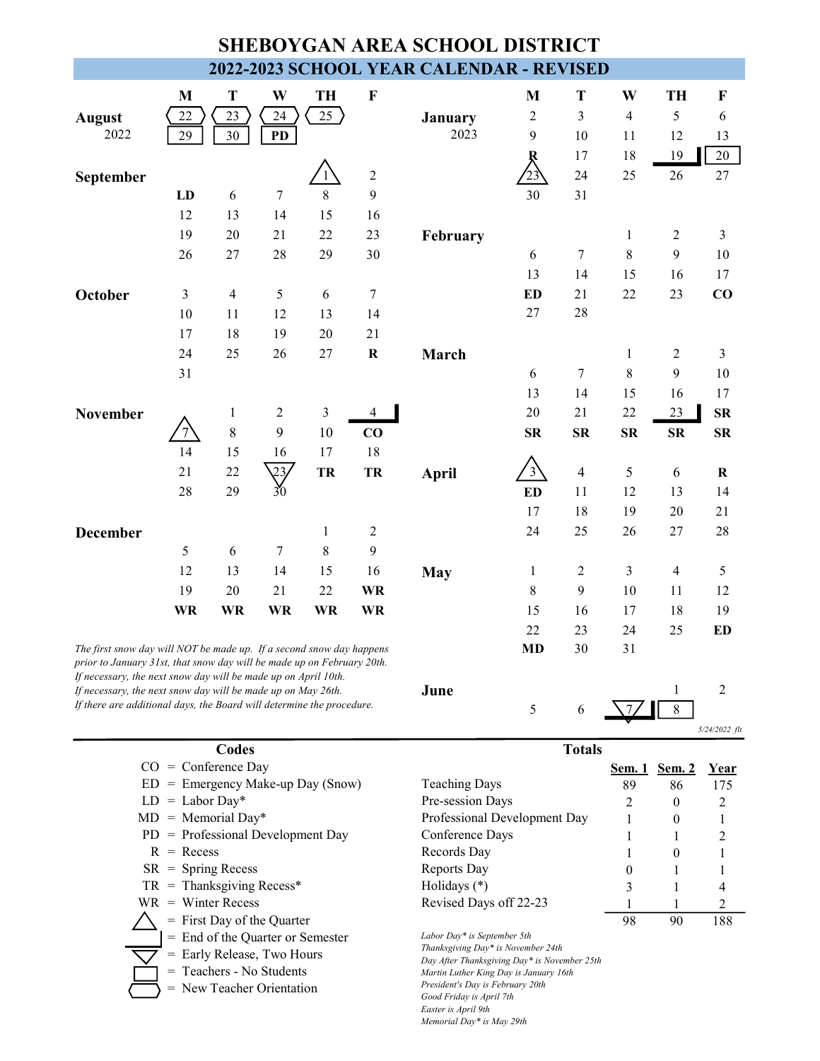# SHEBOYGAN AREA SCHOOL DISTRICT

## 2022-2023 SCHOOL YEAR CALENDAR - REVISED

| Month | M | T | W | TH | F |
|---|---|---|---|---|---|
| **August** 2022 | 22 | 23 | 24 | 25 | |
| | 29 | 30 | PD | | |
| **September** | | | | 1 | 2 |
| | LD | 6 | 7 | 8 | 9 |
| | 12 | 13 | 14 | 15 | 16 |
| | 19 | 20 | 21 | 22 | 23 |
| | 26 | 27 | 28 | 29 | 30 |
| **October** | 3 | 4 | 5 | 6 | 7 |
| | 10 | 11 | 12 | 13 | 14 |
| | 17 | 18 | 19 | 20 | 21 |
| | 24 | 25 | 26 | 27 | R |
| | 31 | | | | |
| **November** | | 1 | 2 | 3 | 4 |
| | 7 | 8 | 9 | 10 | CO |
| | 14 | 15 | 16 | 17 | 18 |
| | 21 | 22 | 23 | TR | TR |
| | 28 | 29 | 30 | | |
| **December** | | | | 1 | 2 |
| | 5 | 6 | 7 | 8 | 9 |
| | 12 | 13 | 14 | 15 | 16 |
| | 19 | 20 | 21 | 22 | WR |
| | WR | WR | WR | WR | WR |

| Month | M | T | W | TH | F |
|---|---|---|---|---|---|
| **January** 2023 | 2 | 3 | 4 | 5 | 6 |
| | 9 | 10 | 11 | 12 | 13 |
| | R | 17 | 18 | 19 | 20 |
| | 23 | 24 | 25 | 26 | 27 |
| | 30 | 31 | | | |
| **February** | | | 1 | 2 | 3 |
| | 6 | 7 | 8 | 9 | 10 |
| | 13 | 14 | 15 | 16 | 17 |
| | ED | 21 | 22 | 23 | CO |
| | 27 | 28 | | | |
| **March** | | | 1 | 2 | 3 |
| | 6 | 7 | 8 | 9 | 10 |
| | 13 | 14 | 15 | 16 | 17 |
| | 20 | 21 | 22 | 23 | SR |
| | SR | SR | SR | SR | SR |
| **April** | 3 | 4 | 5 | 6 | R |
| | ED | 11 | 12 | 13 | 14 |
| | 17 | 18 | 19 | 20 | 21 |
| | 24 | 25 | 26 | 27 | 28 |
| **May** | 1 | 2 | 3 | 4 | 5 |
| | 8 | 9 | 10 | 11 | 12 |
| | 15 | 16 | 17 | 18 | 19 |
| | 22 | 23 | 24 | 25 | ED |
| | MD | 30 | 31 | | |
| **June** | | | | 1 | 2 |
| | 5 | 6 | 7 | 8 | |

*The first snow day will NOT be made up. If a second snow day happens prior to January 31st, that snow day will be made up on February 20th. If necessary, the next snow day will be made up on April 10th. If necessary, the next snow day will be made up on May 26th. If there are additional days, the Board will determine the procedure.*

*5/24/2022 flt*

### Codes

- CO = Conference Day
- ED = Emergency Make-up Day (Snow)
- LD = Labor Day*
- MD = Memorial Day*
- PD = Professional Development Day
- R = Recess
- SR = Spring Recess
- TR = Thanksgiving Recess*
- WR = Winter Recess
- △ = First Day of the Quarter
- ▁| = End of the Quarter or Semester
- ▽ = Early Release, Two Hours
- ▭ = Teachers - No Students
- ⬡ = New Teacher Orientation

### Totals

| | Sem. 1 | Sem. 2 | Year |
|---|---|---|---|
| Teaching Days | 89 | 86 | 175 |
| Pre-session Days | 2 | 0 | 2 |
| Professional Development Day | 1 | 0 | 1 |
| Conference Days | 1 | 1 | 2 |
| Records Day | 1 | 0 | 1 |
| Reports Day | 0 | 1 | 1 |
| Holidays (*) | 3 | 1 | 4 |
| Revised Days off 22-23 | 1 | 1 | 2 |
| | 98 | 90 | 188 |

*Labor Day* is September 5th*
*Thanksgiving Day* is November 24th*
*Day After Thanksgiving Day* is November 25th*
*Martin Luther King Day is January 16th*
*President's Day is February 20th*
*Good Friday is April 7th*
*Easter is April 9th*
*Memorial Day* is May 29th*